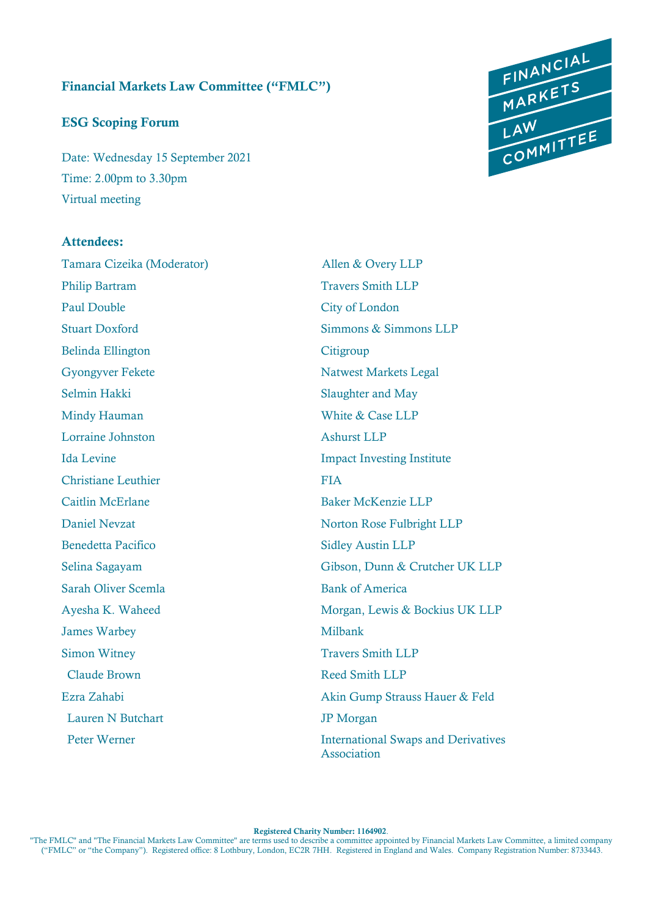## Financial Markets Law Committee ("FMLC")

### ESG Scoping Forum

Date: Wednesday 15 September 2021
Time: 2.00pm to 3.30pm
Virtual meeting

### Attendees:

| | |
|---|---|
| Tamara Cizeika (Moderator) | Allen & Overy LLP |
| Philip Bartram | Travers Smith LLP |
| Paul Double | City of London |
| Stuart Doxford | Simmons & Simmons LLP |
| Belinda Ellington | Citigroup |
| Gyongyver Fekete | Natwest Markets Legal |
| Selmin Hakki | Slaughter and May |
| Mindy Hauman | White & Case LLP |
| Lorraine Johnston | Ashurst LLP |
| Ida Levine | Impact Investing Institute |
| Christiane Leuthier | FIA |
| Caitlin McErlane | Baker McKenzie LLP |
| Daniel Nevzat | Norton Rose Fulbright LLP |
| Benedetta Pacifico | Sidley Austin LLP |
| Selina Sagayam | Gibson, Dunn & Crutcher UK LLP |
| Sarah Oliver Scemla | Bank of America |
| Ayesha K. Waheed | Morgan, Lewis & Bockius UK LLP |
| James Warbey | Milbank |
| Simon Witney | Travers Smith LLP |
| Claude Brown | Reed Smith LLP |
| Ezra Zahabi | Akin Gump Strauss Hauer & Feld |
| Lauren N Butchart | JP Morgan |
| Peter Werner | International Swaps and Derivatives Association |

**Registered Charity Number: 1164902**.
"The FMLC" and "The Financial Markets Law Committee" are terms used to describe a committee appointed by Financial Markets Law Committee, a limited company ("FMLC" or "the Company"). Registered office: 8 Lothbury, London, EC2R 7HH. Registered in England and Wales. Company Registration Number: 8733443.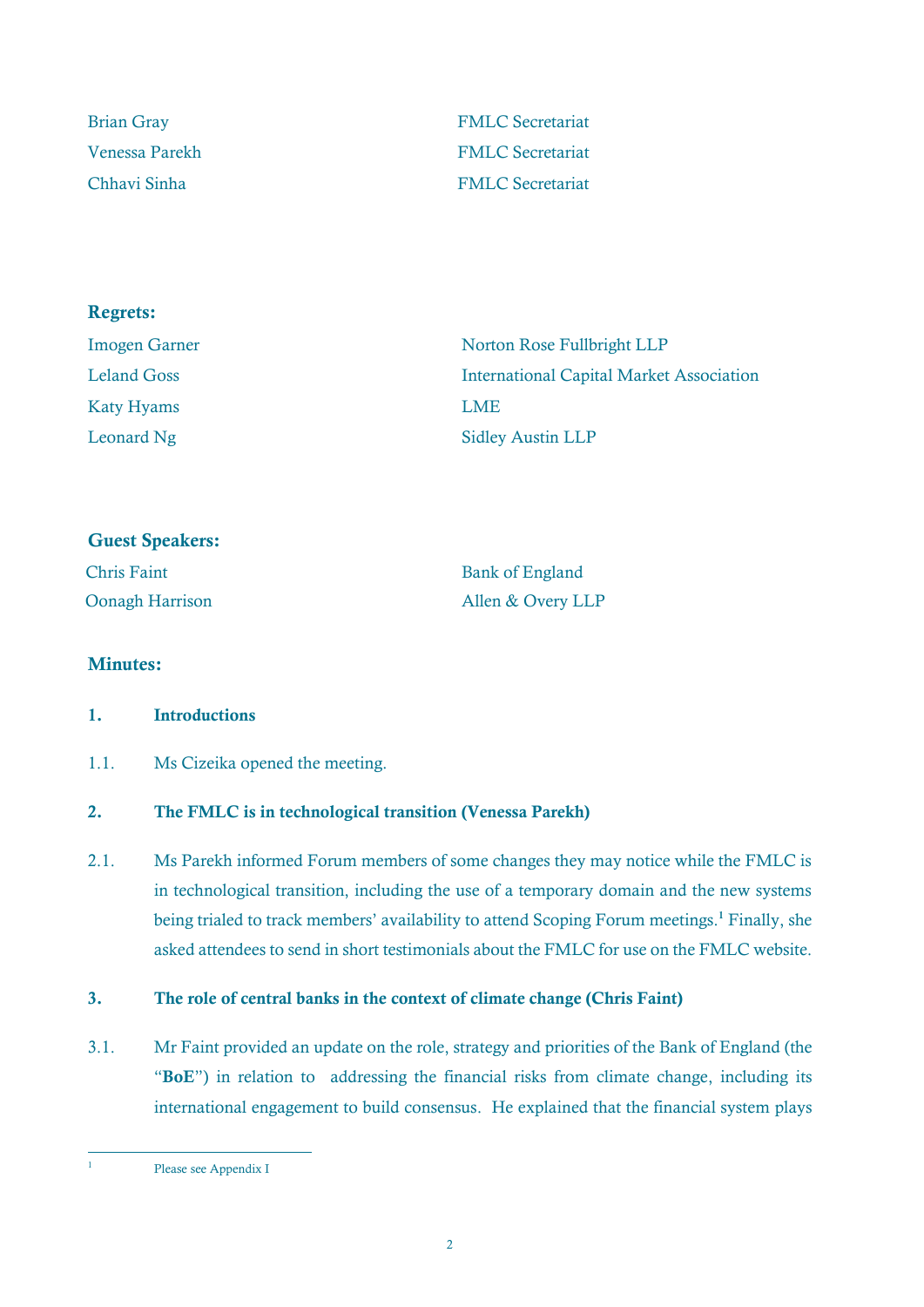| | |
|---|---|
| Brian Gray | FMLC Secretariat |
| Venessa Parekh | FMLC Secretariat |
| Chhavi Sinha | FMLC Secretariat |

**Regrets:**

| | |
|---|---|
| Imogen Garner | Norton Rose Fullbright LLP |
| Leland Goss | International Capital Market Association |
| Katy Hyams | LME |
| Leonard Ng | Sidley Austin LLP |

**Guest Speakers:**

| | |
|---|---|
| Chris Faint | Bank of England |
| Oonagh Harrison | Allen & Overy LLP |

**Minutes:**

**1. Introductions**

1.1. Ms Cizeika opened the meeting.

**2. The FMLC is in technological transition (Venessa Parekh)**

2.1. Ms Parekh informed Forum members of some changes they may notice while the FMLC is in technological transition, including the use of a temporary domain and the new systems being trialed to track members' availability to attend Scoping Forum meetings.[1] Finally, she asked attendees to send in short testimonials about the FMLC for use on the FMLC website.

**3. The role of central banks in the context of climate change (Chris Faint)**

3.1. Mr Faint provided an update on the role, strategy and priorities of the Bank of England (the "**BoE**") in relation to addressing the financial risks from climate change, including its international engagement to build consensus. He explained that the financial system plays

[1] Please see Appendix I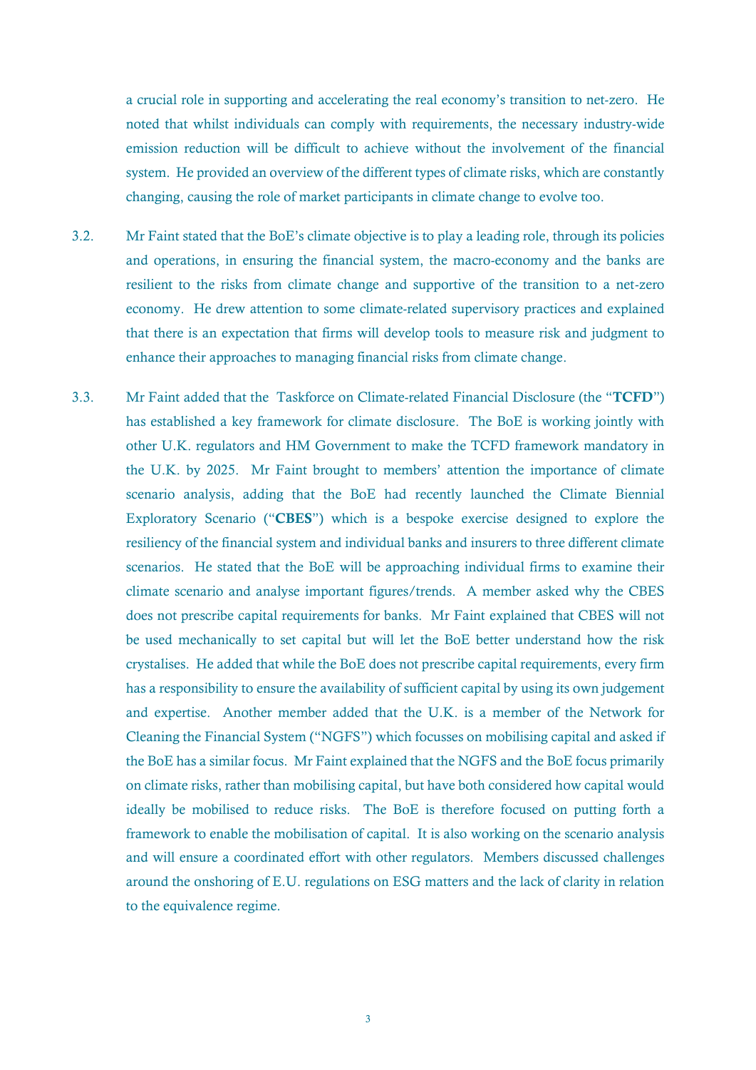a crucial role in supporting and accelerating the real economy's transition to net-zero. He noted that whilst individuals can comply with requirements, the necessary industry-wide emission reduction will be difficult to achieve without the involvement of the financial system. He provided an overview of the different types of climate risks, which are constantly changing, causing the role of market participants in climate change to evolve too.

3.2. Mr Faint stated that the BoE's climate objective is to play a leading role, through its policies and operations, in ensuring the financial system, the macro-economy and the banks are resilient to the risks from climate change and supportive of the transition to a net-zero economy. He drew attention to some climate-related supervisory practices and explained that there is an expectation that firms will develop tools to measure risk and judgment to enhance their approaches to managing financial risks from climate change.

3.3. Mr Faint added that the Taskforce on Climate-related Financial Disclosure (the "**TCFD**") has established a key framework for climate disclosure. The BoE is working jointly with other U.K. regulators and HM Government to make the TCFD framework mandatory in the U.K. by 2025. Mr Faint brought to members' attention the importance of climate scenario analysis, adding that the BoE had recently launched the Climate Biennial Exploratory Scenario ("**CBES**") which is a bespoke exercise designed to explore the resiliency of the financial system and individual banks and insurers to three different climate scenarios. He stated that the BoE will be approaching individual firms to examine their climate scenario and analyse important figures/trends. A member asked why the CBES does not prescribe capital requirements for banks. Mr Faint explained that CBES will not be used mechanically to set capital but will let the BoE better understand how the risk crystalises. He added that while the BoE does not prescribe capital requirements, every firm has a responsibility to ensure the availability of sufficient capital by using its own judgement and expertise. Another member added that the U.K. is a member of the Network for Cleaning the Financial System ("NGFS") which focusses on mobilising capital and asked if the BoE has a similar focus. Mr Faint explained that the NGFS and the BoE focus primarily on climate risks, rather than mobilising capital, but have both considered how capital would ideally be mobilised to reduce risks. The BoE is therefore focused on putting forth a framework to enable the mobilisation of capital. It is also working on the scenario analysis and will ensure a coordinated effort with other regulators. Members discussed challenges around the onshoring of E.U. regulations on ESG matters and the lack of clarity in relation to the equivalence regime.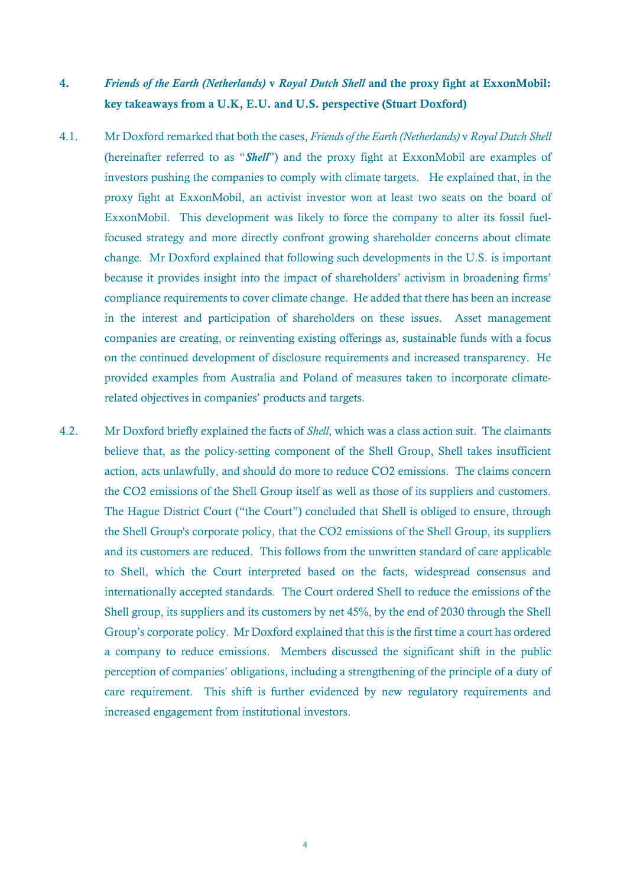## 4. *Friends of the Earth (Netherlands)* v *Royal Dutch Shell* and the proxy fight at ExxonMobil: key takeaways from a U.K, E.U. and U.S. perspective (Stuart Doxford)

4.1. Mr Doxford remarked that both the cases, *Friends of the Earth (Netherlands)* v *Royal Dutch Shell* (hereinafter referred to as "***Shell***") and the proxy fight at ExxonMobil are examples of investors pushing the companies to comply with climate targets. He explained that, in the proxy fight at ExxonMobil, an activist investor won at least two seats on the board of ExxonMobil. This development was likely to force the company to alter its fossil fuel-focused strategy and more directly confront growing shareholder concerns about climate change. Mr Doxford explained that following such developments in the U.S. is important because it provides insight into the impact of shareholders' activism in broadening firms' compliance requirements to cover climate change. He added that there has been an increase in the interest and participation of shareholders on these issues. Asset management companies are creating, or reinventing existing offerings as, sustainable funds with a focus on the continued development of disclosure requirements and increased transparency. He provided examples from Australia and Poland of measures taken to incorporate climate-related objectives in companies' products and targets.

4.2. Mr Doxford briefly explained the facts of *Shell*, which was a class action suit. The claimants believe that, as the policy-setting component of the Shell Group, Shell takes insufficient action, acts unlawfully, and should do more to reduce $CO_2$ emissions. The claims concern the $CO_2$ emissions of the Shell Group itself as well as those of its suppliers and customers. The Hague District Court ("the Court") concluded that Shell is obliged to ensure, through the Shell Group's corporate policy, that the $CO_2$ emissions of the Shell Group, its suppliers and its customers are reduced. This follows from the unwritten standard of care applicable to Shell, which the Court interpreted based on the facts, widespread consensus and internationally accepted standards. The Court ordered Shell to reduce the emissions of the Shell group, its suppliers and its customers by net 45%, by the end of 2030 through the Shell Group's corporate policy. Mr Doxford explained that this is the first time a court has ordered a company to reduce emissions. Members discussed the significant shift in the public perception of companies' obligations, including a strengthening of the principle of a duty of care requirement. This shift is further evidenced by new regulatory requirements and increased engagement from institutional investors.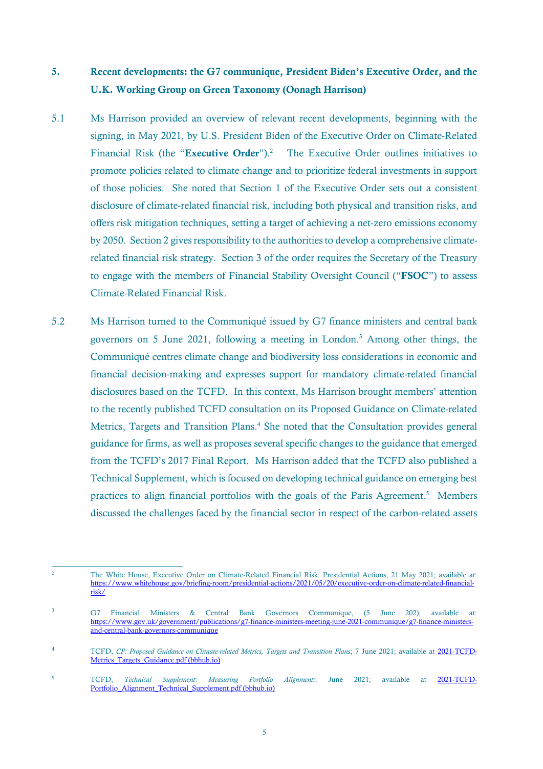## 5. Recent developments: the G7 communique, President Biden's Executive Order, and the U.K. Working Group on Green Taxonomy (Oonagh Harrison)

5.1 Ms Harrison provided an overview of relevant recent developments, beginning with the signing, in May 2021, by U.S. President Biden of the Executive Order on Climate-Related Financial Risk (the "**Executive Order**").[2] The Executive Order outlines initiatives to promote policies related to climate change and to prioritize federal investments in support of those policies. She noted that Section 1 of the Executive Order sets out a consistent disclosure of climate-related financial risk, including both physical and transition risks, and offers risk mitigation techniques, setting a target of achieving a net-zero emissions economy by 2050. Section 2 gives responsibility to the authorities to develop a comprehensive climate-related financial risk strategy. Section 3 of the order requires the Secretary of the Treasury to engage with the members of Financial Stability Oversight Council ("**FSOC**") to assess Climate-Related Financial Risk.

5.2 Ms Harrison turned to the Communiqué issued by G7 finance ministers and central bank governors on 5 June 2021, following a meeting in London.[3] Among other things, the Communiqué centres climate change and biodiversity loss considerations in economic and financial decision-making and expresses support for mandatory climate-related financial disclosures based on the TCFD. In this context, Ms Harrison brought members' attention to the recently published TCFD consultation on its Proposed Guidance on Climate-related Metrics, Targets and Transition Plans.[4] She noted that the Consultation provides general guidance for firms, as well as proposes several specific changes to the guidance that emerged from the TCFD's 2017 Final Report. Ms Harrison added that the TCFD also published a Technical Supplement, which is focused on developing technical guidance on emerging best practices to align financial portfolios with the goals of the Paris Agreement.[5] Members discussed the challenges faced by the financial sector in respect of the carbon-related assets

---

[2] The White House, Executive Order on Climate-Related Financial Risk: Presidential Actions, 21 May 2021; available at: https://www.whitehouse.gov/briefing-room/presidential-actions/2021/05/20/executive-order-on-climate-related-financial-risk/

[3] G7 Financial Ministers & Central Bank Governors Communique, (5 June 202); available at: https://www.gov.uk/government/publications/g7-finance-ministers-meeting-june-2021-communique/g7-finance-ministers-and-central-bank-governors-communique

[4] TCFD, *CP: Proposed Guidance on Climate-related Metrics, Targets and Transition Plans*; 7 June 2021; available at 2021-TCFD-Metrics_Targets_Guidance.pdf (bbhub.io)

[5] TCFD, *Technical Supplement*: *Measuring Portfolio Alignment:*; June 2021; available at 2021-TCFD-Portfolio_Alignment_Technical_Supplement.pdf (bbhub.io)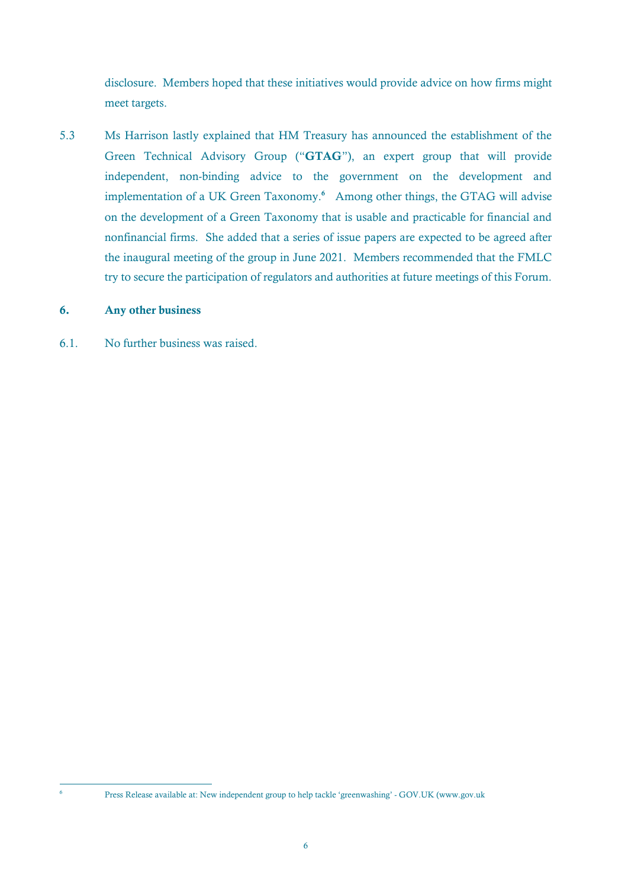disclosure. Members hoped that these initiatives would provide advice on how firms might meet targets.

5.3 Ms Harrison lastly explained that HM Treasury has announced the establishment of the Green Technical Advisory Group ("**GTAG**"), an expert group that will provide independent, non-binding advice to the government on the development and implementation of a UK Green Taxonomy.[6] Among other things, the GTAG will advise on the development of a Green Taxonomy that is usable and practicable for financial and nonfinancial firms. She added that a series of issue papers are expected to be agreed after the inaugural meeting of the group in June 2021. Members recommended that the FMLC try to secure the participation of regulators and authorities at future meetings of this Forum.

## 6. Any other business

6.1. No further business was raised.

---

[6] Press Release available at: New independent group to help tackle 'greenwashing' - GOV.UK (www.gov.uk